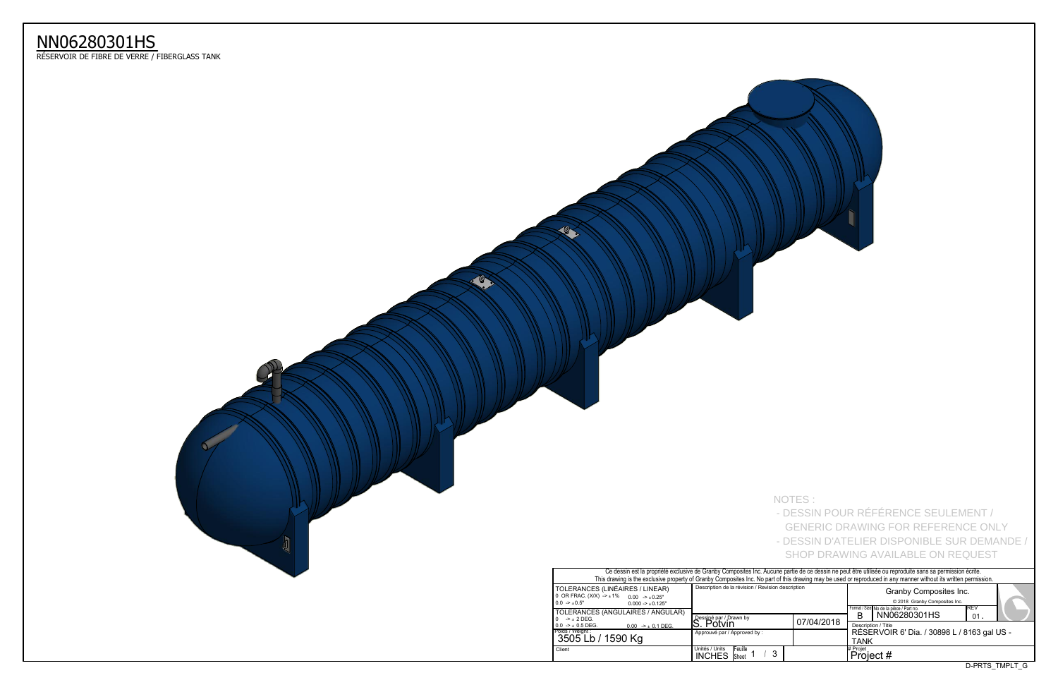# NN06280301HS

RÉSERVOIR DE FIBRE DE VERRE / FIBERGLASS TANK

NOTES :

- DESSIN POUR RÉFÉRENCE SEULEMENT / GENERIC DRAWING FOR REFERENCE ONLY
- DESSIN D'ATELIER DISPONIBLE SUR DEMANDE / SHOP DRAWING AVAILABLE ON REQUEST

Ce dessin est la propriété exclusive de Granby Composites Inc. Aucune partie de ce dessin ne peut être utilisée ou reproduite sans sa permission écrite.
This drawing is the exclusive property of Granby Composites Inc. No part of this drawing may be used or reproduced in any manner without its written permission.

| TOLERANCES (LINÉAIRES / LINEAR) | Description de la révision / Revision description | | Granby Composites Inc. © 2018 Granby Composites Inc. | |
|---|---|---|---|---|
| 0 OR FRAC. (X/X) -> ± 1% ; 0.00 -> ± 0.25" ; 0.0 -> ± 0.5" ; 0.000 -> ± 0.125" | | | Format / Size: B ; No de la pièce / Part no.: NN06280301HS | REV: 01. |
| TOLERANCES (ANGULAIRES / ANGULAR) 0 -> ± 2 DEG. ; 0.0 -> ± 0.5 DEG. ; 0.00 -> ± 0.1 DEG. | Dessiné par / Drawn by: S. Potvin | 07/04/2018 | Description / Title: RÉSERVOIR 6' Dia. / 30898 L / 8163 gal US - TANK | |
| Poids / Weight: 3505 Lb / 1590 Kg | Approuvé par / Approved by : | | | |
| Client | Unités / Units: INCHES ; Feuille / Sheet: 1 / 3 | | # Projet: Project # | |

D-PRTS_TMPLT_G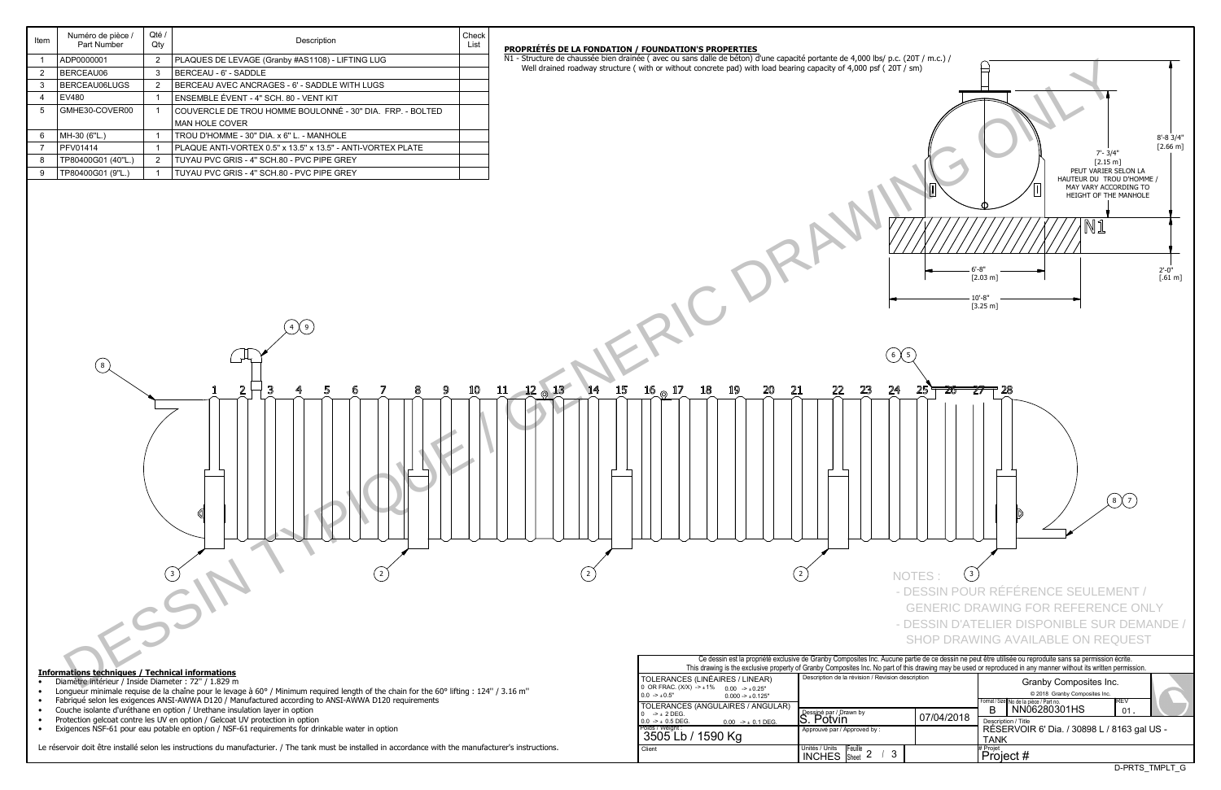| Item | Numéro de pièce / Part Number | Qté / Qty | Description | Check List |
|---|---|---|---|---|
| 1 | ADP0000001 | 2 | PLAQUES DE LEVAGE (Granby #AS1108) - LIFTING LUG | |
| 2 | BERCEAU06 | 3 | BERCEAU - 6' - SADDLE | |
| 3 | BERCEAU06LUGS | 2 | BERCEAU AVEC ANCRAGES - 6' - SADDLE WITH LUGS | |
| 4 | EV480 | 1 | ENSEMBLE ÉVENT - 4" SCH. 80 - VENT KIT | |
| 5 | GMHE30-COVER00 | 1 | COUVERCLE DE TROU HOMME BOULONNÉ - 30" DIA. FRP. - BOLTED MAN HOLE COVER | |
| 6 | MH-30 (6"L.) | 1 | TROU D'HOMME - 30" DIA. x 6" L. - MANHOLE | |
| 7 | PFV01414 | 1 | PLAQUE ANTI-VORTEX 0.5" x 13.5" x 13.5" - ANTI-VORTEX PLATE | |
| 8 | TP80400G01 (40"L.) | 2 | TUYAU PVC GRIS - 4" SCH.80 - PVC PIPE GREY | |
| 9 | TP80400G01 (9"L.) | 1 | TUYAU PVC GRIS - 4" SCH.80 - PVC PIPE GREY | |

**PROPRIÉTÉS DE LA FONDATION / FOUNDATION'S PROPERTIES**

N1 - Structure de chaussée bien drainée ( avec ou sans dalle de béton) d'une capacité portante de 4,000 lbs/ p.c. (20T / m.c.) / Well drained roadway structure ( with or without concrete pad) with load bearing capacity of 4,000 psf ( 20T / sm)

7'- 3/4" [2.15 m] PEUT VARIER SELON LA HAUTEUR DU TROU D'HOMME / MAY VARY ACCORDING TO HEIGHT OF THE MANHOLE

8'-8 3/4" [2.66 m]

2'-0" [.61 m]

6'-8" [2.03 m]

10'-8" [3.25 m]

N1

DESSIN TYPIQUE / GENERIC DRAWING ONLY

NOTES :

- DESSIN POUR RÉFÉRENCE SEULEMENT / GENERIC DRAWING FOR REFERENCE ONLY
- DESSIN D'ATELIER DISPONIBLE SUR DEMANDE / SHOP DRAWING AVAILABLE ON REQUEST

**Informations techniques / Technical informations**

- Diamètre intérieur / Inside Diameter : 72" / 1.829 m
- Longueur minimale requise de la chaîne pour le levage à 60° / Minimum required length of the chain for the 60° lifting : 124" / 3.16 m"
- Fabriqué selon les exigences ANSI-AWWA D120 / Manufactured according to ANSI-AWWA D120 requirements
- Couche isolante d'uréthane en option / Urethane insulation layer in option
- Protection gelcoat contre les UV en option / Gelcoat UV protection in option
- Exigences NSF-61 pour eau potable en option / NSF-61 requirements for drinkable water in option

Le réservoir doit être installé selon les instructions du manufacturier. / The tank must be installed in accordance with the manufacturer's instructions.

Ce dessin est la propriété exclusive de Granby Composites Inc. Aucune partie de ce dessin ne peut être utilisée ou reproduite sans sa permission écrite. This drawing is the exclusive property of Granby Composites Inc. No part of this drawing may be used or reproduced in any manner without its written permission.

| | | | |
|---|---|---|---|
| TOLERANCES (LINÉAIRES / LINEAR) 0 OR FRAC. (X/X) -> ± 1% 0.00 -> ± 0.25" 0.0 -> ± 0.5" 0.000 -> ± 0.125" | Description de la révision / Revision description | | Granby Composites Inc. © 2018 Granby Composites Inc. |
| TOLERANCES (ANGULAIRES / ANGULAR) 0 -> ± 2 DEG. 0.0 -> ± 0.5 DEG. 0.00 -> ± 0.1 DEG. | Dessiné par / Drawn by: S. Potvin | 07/04/2018 | Format / Size: B — No de la pièce / Part no.: NN06280301HS — REV: 01 |
| Poids / Weight: 3505 Lb / 1590 Kg | Approuvé par / Approved by : | | Description / Title: RÉSERVOIR 6' Dia. / 30898 L / 8163 gal US - TANK |
| Client | Unités / Units: INCHES — Feuille / Sheet: 2 / 3 | | # Projet: Project # |

D-PRTS_TMPLT_G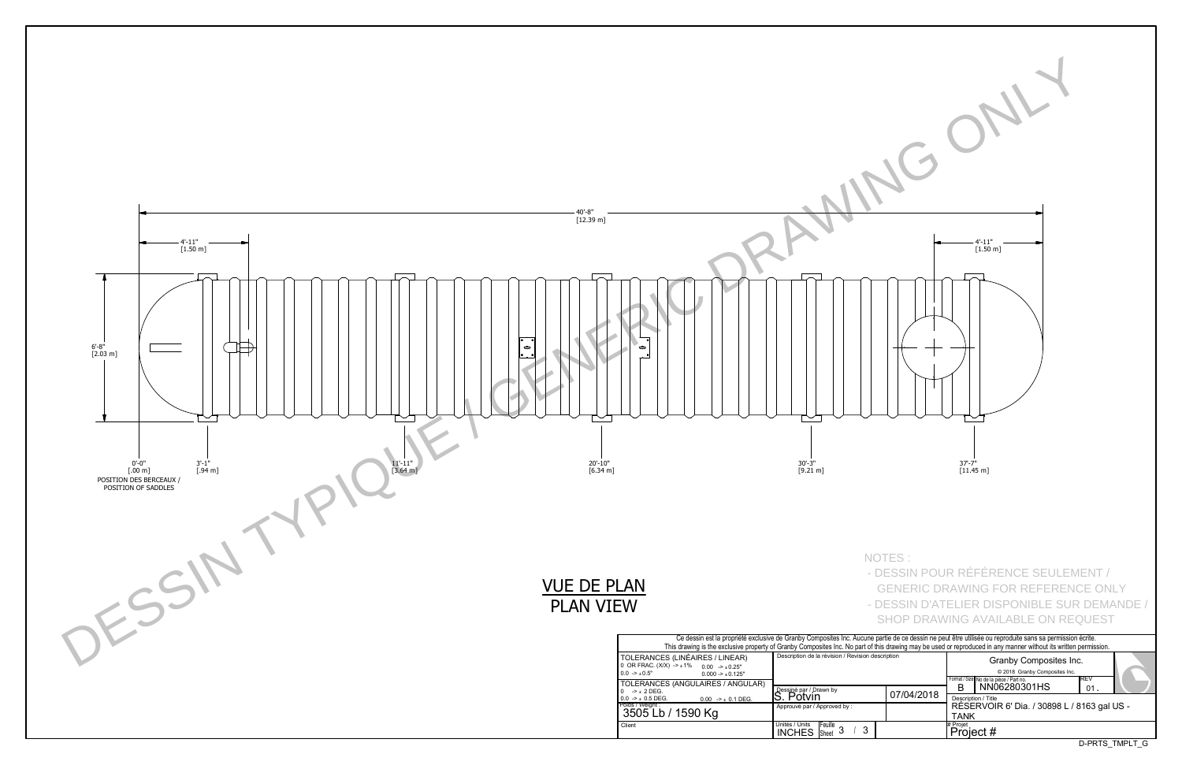40'-8"
[12.39 m]

4'-11"
[1.50 m]

4'-11"
[1.50 m]

6'-8"
[2.03 m]

0'-0"
[.00 m]

3'-1"
[.94 m]

11'-11"
[3.64 m]

20'-10"
[6.34 m]

30'-3"
[9.21 m]

37'-7"
[11.45 m]

POSITION DES BERCEAUX /
POSITION OF SADDLES

DESSIN TYPIQUE / GENERIC DRAWING ONLY

## VUE DE PLAN
## PLAN VIEW

NOTES :

- DESSIN POUR RÉFÉRENCE SEULEMENT / GENERIC DRAWING FOR REFERENCE ONLY
- DESSIN D'ATELIER DISPONIBLE SUR DEMANDE / SHOP DRAWING AVAILABLE ON REQUEST

Ce dessin est la propriété exclusive de Granby Composites Inc. Aucune partie de ce dessin ne peut être utilisée ou reproduite sans sa permission écrite.
This drawing is the exclusive property of Granby Composites Inc. No part of this drawing may be used or reproduced in any manner without its written permission.

| TOLERANCES (LINÉAIRES / LINEAR) 0 OR FRAC. (X/X) -> ±1% 0.00 -> ±0.25" 0.0 -> ±0.5" 0.000 -> ±0.125" | Description de la révision / Revision description | | Granby Composites Inc. © 2018 Granby Composites Inc. |
|---|---|---|---|
| TOLERANCES (ANGULAIRES / ANGULAR) 0 -> ± 2 DEG. 0.0 -> ± 0.5 DEG. 0.00 -> ± 0.1 DEG. | Dessiné par / Drawn by: S. Potvin | 07/04/2018 | Format / Size: B — No de la pièce / Part no.: NN06280301HS — REV: 01. |
| Poids / Weight: 3505 Lb / 1590 Kg | Approuvé par / Approved by: | | Description / Title: RÉSERVOIR 6' Dia. / 30898 L / 8163 gal US - TANK |
| Client | Unités / Units: INCHES — Feuille / Sheet: 3 / 3 | | # Projet: Project # |

D-PRTS_TMPLT_G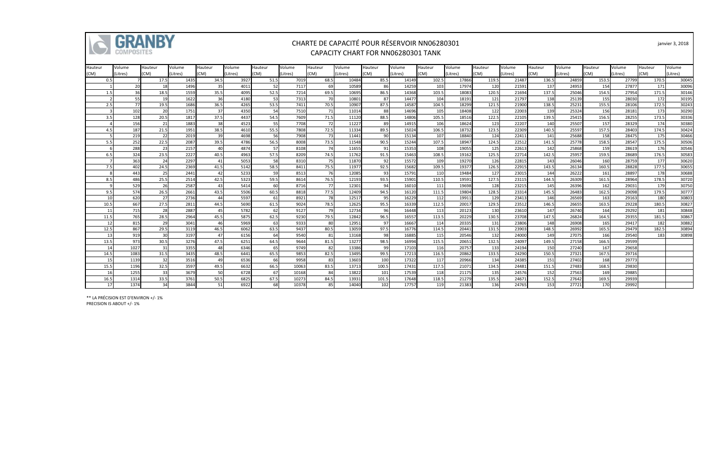GRANBY COMPOSITES

# CHARTE DE CAPACITÉ POUR RÉSERVOIR NN06280301
# CAPACITY CHART FOR NN06280301 TANK

janvier 3, 2018

| Hauteur (CM) | Volume (Litres) | Hauteur (CM) | Volume (Litres) | Hauteur (CM) | Volume (Litres) | Hauteur (CM) | Volume (Litres) | Hauteur (CM) | Volume (Litres) | Hauteur (CM) | Volume (Litres) | Hauteur (CM) | Volume (Litres) | Hauteur (CM) | Volume (Litres) | Hauteur (CM) | Volume (Litres) | Hauteur (CM) | Volume (Litres) | Hauteur (CM) | Volume (Litres) |
|---|---|---|---|---|---|---|---|---|---|---|---|---|---|---|---|---|---|---|---|---|---|
| 0.5 | 7 | 17.5 | 1435 | 34.5 | 3927 | 51.5 | 7019 | 68.5 | 10484 | 85.5 | 14149 | 102.5 | 17866 | 119.5 | 21487 | 136.5 | 24859 | 153.5 | 27799 | 170.5 | 30045 |
| 1 | 20 | 18 | 1496 | 35 | 4011 | 52 | 7117 | 69 | 10589 | 86 | 14259 | 103 | 17974 | 120 | 21591 | 137 | 24953 | 154 | 27877 | 171 | 30096 |
| 1.5 | 36 | 18.5 | 1559 | 35.5 | 4095 | 52.5 | 7214 | 69.5 | 10695 | 86.5 | 14368 | 103.5 | 18083 | 120.5 | 21694 | 137.5 | 25046 | 154.5 | 27954 | 171.5 | 30146 |
| 2 | 55 | 19 | 1622 | 36 | 4180 | 53 | 7313 | 70 | 10801 | 87 | 14477 | 104 | 18191 | 121 | 21797 | 138 | 25139 | 155 | 28030 | 172 | 30195 |
| 2.5 | 77 | 19.5 | 1686 | 36.5 | 4265 | 53.5 | 7411 | 70.5 | 10907 | 87.5 | 14587 | 104.5 | 18299 | 121.5 | 21900 | 138.5 | 25231 | 155.5 | 28106 | 172.5 | 30243 |
| 3 | 102 | 20 | 1751 | 37 | 4350 | 54 | 7510 | 71 | 11014 | 88 | 14696 | 105 | 18408 | 122 | 22003 | 139 | 25324 | 156 | 28181 | 173 | 30290 |
| 3.5 | 128 | 20.5 | 1817 | 37.5 | 4437 | 54.5 | 7609 | 71.5 | 11120 | 88.5 | 14806 | 105.5 | 18516 | 122.5 | 22105 | 139.5 | 25415 | 156.5 | 28255 | 173.5 | 30336 |
| 4 | 156 | 21 | 1883 | 38 | 4523 | 55 | 7708 | 72 | 11227 | 89 | 14915 | 106 | 18624 | 123 | 22207 | 140 | 25507 | 157 | 28329 | 174 | 30380 |
| 4.5 | 187 | 21.5 | 1951 | 38.5 | 4610 | 55.5 | 7808 | 72.5 | 11334 | 89.5 | 15024 | 106.5 | 18732 | 123.5 | 22309 | 140.5 | 25597 | 157.5 | 28403 | 174.5 | 30424 |
| 5 | 219 | 22 | 2019 | 39 | 4698 | 56 | 7908 | 73 | 11441 | 90 | 15134 | 107 | 18840 | 124 | 22411 | 141 | 25688 | 158 | 28475 | 175 | 30466 |
| 5.5 | 252 | 22.5 | 2087 | 39.5 | 4786 | 56.5 | 8008 | 73.5 | 11548 | 90.5 | 15244 | 107.5 | 18947 | 124.5 | 22512 | 141.5 | 25778 | 158.5 | 28547 | 175.5 | 30506 |
| 6 | 288 | 23 | 2157 | 40 | 4874 | 57 | 8108 | 74 | 11655 | 91 | 15353 | 108 | 19055 | 125 | 22613 | 142 | 25868 | 159 | 28619 | 176 | 30546 |
| 6.5 | 324 | 23.5 | 2227 | 40.5 | 4963 | 57.5 | 8209 | 74.5 | 11762 | 91.5 | 15463 | 108.5 | 19162 | 125.5 | 22714 | 142.5 | 25957 | 159.5 | 28689 | 176.5 | 30583 |
| 7 | 363 | 24 | 2297 | 41 | 5053 | 58 | 8310 | 75 | 11870 | 92 | 15572 | 109 | 19270 | 126 | 22815 | 143 | 26046 | 160 | 28759 | 177 | 30620 |
| 7.5 | 402 | 24.5 | 2369 | 41.5 | 5142 | 58.5 | 8411 | 75.5 | 11977 | 92.5 | 15682 | 109.5 | 19377 | 126.5 | 22915 | 143.5 | 26134 | 160.5 | 28828 | 177.5 | 30655 |
| 8 | 443 | 25 | 2441 | 42 | 5233 | 59 | 8513 | 76 | 12085 | 93 | 15791 | 110 | 19484 | 127 | 23015 | 144 | 26222 | 161 | 28897 | 178 | 30688 |
| 8.5 | 486 | 25.5 | 2514 | 42.5 | 5323 | 59.5 | 8614 | 76.5 | 12193 | 93.5 | 15901 | 110.5 | 19591 | 127.5 | 23115 | 144.5 | 26309 | 161.5 | 28964 | 178.5 | 30720 |
| 9 | 529 | 26 | 2587 | 43 | 5414 | 60 | 8716 | 77 | 12301 | 94 | 16010 | 111 | 19698 | 128 | 23215 | 145 | 26396 | 162 | 29031 | 179 | 30750 |
| 9.5 | 574 | 26.5 | 2661 | 43.5 | 5506 | 60.5 | 8818 | 77.5 | 12409 | 94.5 | 16120 | 111.5 | 19804 | 128.5 | 23314 | 145.5 | 26483 | 162.5 | 29098 | 179.5 | 30777 |
| 10 | 620 | 27 | 2736 | 44 | 5597 | 61 | 8921 | 78 | 12517 | 95 | 16229 | 112 | 19911 | 129 | 23413 | 146 | 26569 | 163 | 29163 | 180 | 30803 |
| 10.5 | 667 | 27.5 | 2811 | 44.5 | 5690 | 61.5 | 9024 | 78.5 | 12625 | 95.5 | 16339 | 112.5 | 20017 | 129.5 | 23512 | 146.5 | 26655 | 163.5 | 29228 | 180.5 | 30827 |
| 11 | 715 | 28 | 2887 | 45 | 5782 | 62 | 9127 | 79 | 12734 | 96 | 16448 | 113 | 20123 | 130 | 23610 | 147 | 26740 | 164 | 29292 | 181 | 30848 |
| 11.5 | 765 | 28.5 | 2964 | 45.5 | 5875 | 62.5 | 9230 | 79.5 | 12842 | 96.5 | 16557 | 113.5 | 20229 | 130.5 | 23708 | 147.5 | 26824 | 164.5 | 29355 | 181.5 | 30867 |
| 12 | 815 | 29 | 3041 | 46 | 5969 | 63 | 9333 | 80 | 12951 | 97 | 16667 | 114 | 20335 | 131 | 23806 | 148 | 26908 | 165 | 29417 | 182 | 30882 |
| 12.5 | 867 | 29.5 | 3119 | 46.5 | 6062 | 63.5 | 9437 | 80.5 | 13059 | 97.5 | 16776 | 114.5 | 20441 | 131.5 | 23903 | 148.5 | 26992 | 165.5 | 29479 | 182.5 | 30894 |
| 13 | 919 | 30 | 3197 | 47 | 6156 | 64 | 9540 | 81 | 13168 | 98 | 16885 | 115 | 20546 | 132 | 24000 | 149 | 27075 | 166 | 29540 | 183 | 30898 |
| 13.5 | 973 | 30.5 | 3276 | 47.5 | 6251 | 64.5 | 9644 | 81.5 | 13277 | 98.5 | 16994 | 115.5 | 20651 | 132.5 | 24097 | 149.5 | 27158 | 166.5 | 29599 | | |
| 14 | 1027 | 31 | 3355 | 48 | 6346 | 65 | 9749 | 82 | 13386 | 99 | 17103 | 116 | 20757 | 133 | 24194 | 150 | 27240 | 167 | 29658 | | |
| 14.5 | 1083 | 31.5 | 3435 | 48.5 | 6441 | 65.5 | 9853 | 82.5 | 13495 | 99.5 | 17213 | 116.5 | 20862 | 133.5 | 24290 | 150.5 | 27321 | 167.5 | 29716 | | |
| 15 | 1139 | 32 | 3516 | 49 | 6536 | 66 | 9958 | 83 | 13603 | 100 | 17322 | 117 | 20966 | 134 | 24385 | 151 | 27402 | 168 | 29773 | | |
| 15.5 | 1196 | 32.5 | 3597 | 49.5 | 6632 | 66.5 | 10063 | 83.5 | 13713 | 100.5 | 17431 | 117.5 | 21071 | 134.5 | 24481 | 151.5 | 27483 | 168.5 | 29830 | | |
| 16 | 1255 | 33 | 3679 | 50 | 6728 | 67 | 10168 | 84 | 13822 | 101 | 17539 | 118 | 21175 | 135 | 24576 | 152 | 27563 | 169 | 29885 | | |
| 16.5 | 1314 | 33.5 | 3761 | 50.5 | 6825 | 67.5 | 10273 | 84.5 | 13931 | 101.5 | 17648 | 118.5 | 21279 | 135.5 | 24671 | 152.5 | 27642 | 169.5 | 29939 | | |
| 17 | 1374 | 34 | 3844 | 51 | 6922 | 68 | 10378 | 85 | 14040 | 102 | 17757 | 119 | 21383 | 136 | 24765 | 153 | 27721 | 170 | 29992 | | |

** LA PRÉCISION EST D'ENVIRON +/- 1%
PRECISION IS ABOUT +/- 1%